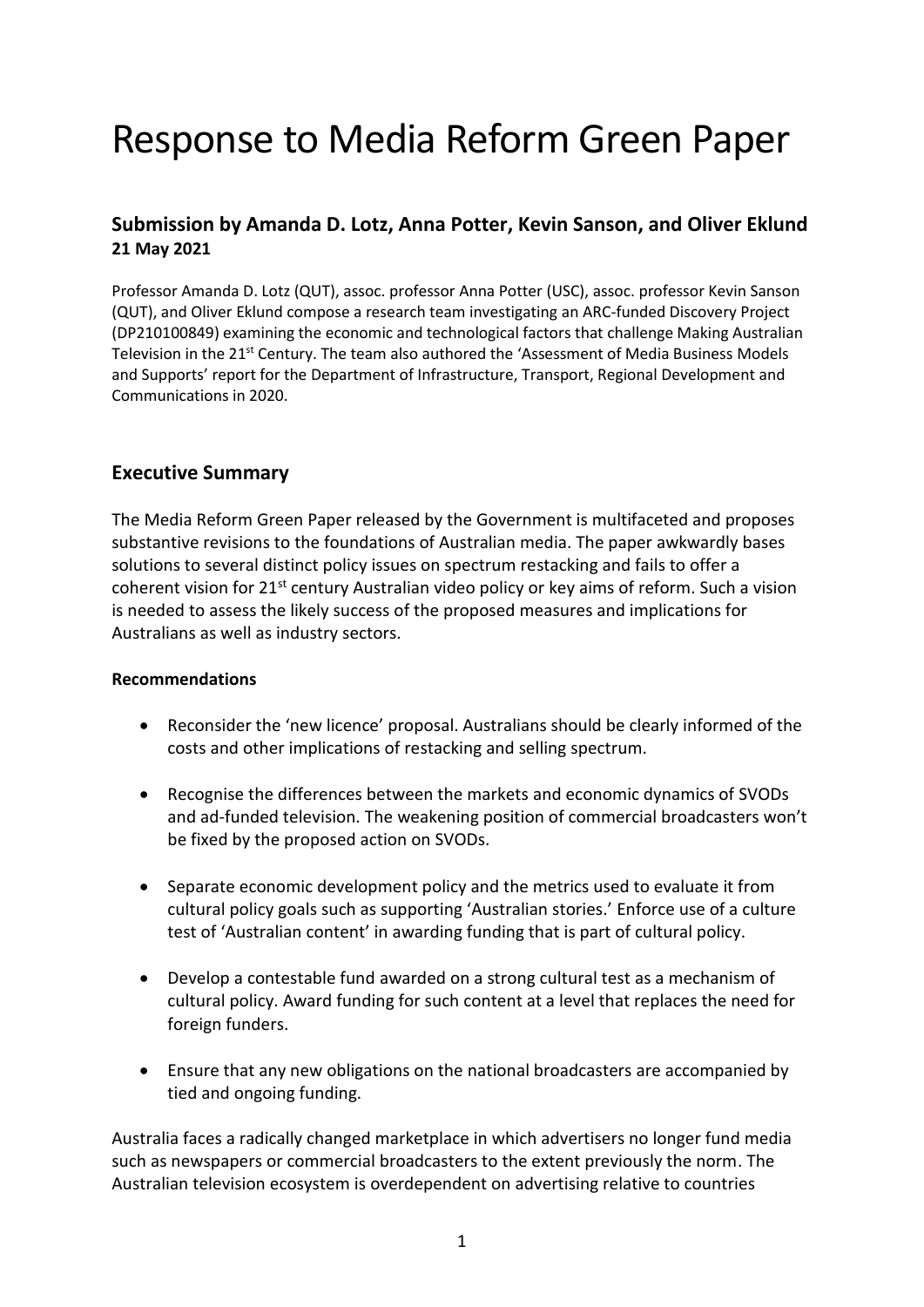# Response to Media Reform Green Paper

## Submission by Amanda D. Lotz, Anna Potter, Kevin Sanson, and Oliver Eklund
**21 May 2021**

Professor Amanda D. Lotz (QUT), assoc. professor Anna Potter (USC), assoc. professor Kevin Sanson (QUT), and Oliver Eklund compose a research team investigating an ARC-funded Discovery Project (DP210100849) examining the economic and technological factors that challenge Making Australian Television in the 21st Century. The team also authored the 'Assessment of Media Business Models and Supports' report for the Department of Infrastructure, Transport, Regional Development and Communications in 2020.

## Executive Summary

The Media Reform Green Paper released by the Government is multifaceted and proposes substantive revisions to the foundations of Australian media. The paper awkwardly bases solutions to several distinct policy issues on spectrum restacking and fails to offer a coherent vision for 21st century Australian video policy or key aims of reform. Such a vision is needed to assess the likely success of the proposed measures and implications for Australians as well as industry sectors.

**Recommendations**

- Reconsider the 'new licence' proposal. Australians should be clearly informed of the costs and other implications of restacking and selling spectrum.
- Recognise the differences between the markets and economic dynamics of SVODs and ad-funded television. The weakening position of commercial broadcasters won't be fixed by the proposed action on SVODs.
- Separate economic development policy and the metrics used to evaluate it from cultural policy goals such as supporting 'Australian stories.' Enforce use of a culture test of 'Australian content' in awarding funding that is part of cultural policy.
- Develop a contestable fund awarded on a strong cultural test as a mechanism of cultural policy. Award funding for such content at a level that replaces the need for foreign funders.
- Ensure that any new obligations on the national broadcasters are accompanied by tied and ongoing funding.

Australia faces a radically changed marketplace in which advertisers no longer fund media such as newspapers or commercial broadcasters to the extent previously the norm. The Australian television ecosystem is overdependent on advertising relative to countries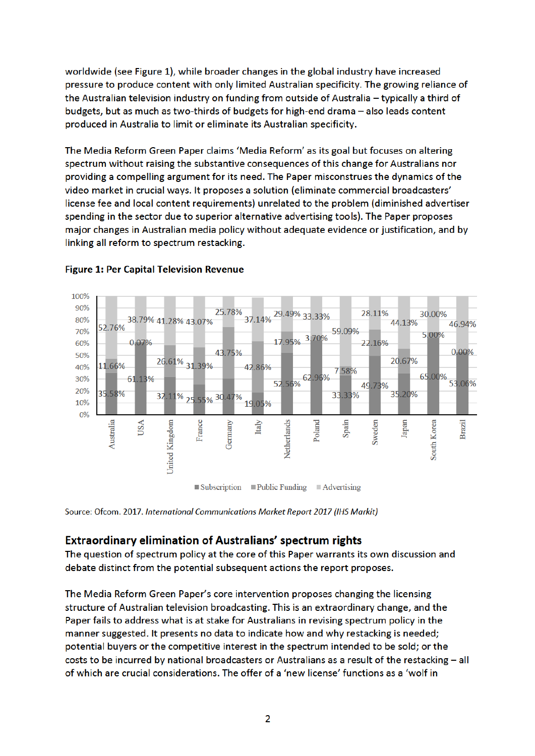worldwide (see Figure 1), while broader changes in the global industry have increased pressure to produce content with only limited Australian specificity. The growing reliance of the Australian television industry on funding from outside of Australia – typically a third of budgets, but as much as two-thirds of budgets for high-end drama – also leads content produced in Australia to limit or eliminate its Australian specificity.

The Media Reform Green Paper claims 'Media Reform' as its goal but focuses on altering spectrum without raising the substantive consequences of this change for Australians nor providing a compelling argument for its need. The Paper misconstrues the dynamics of the video market in crucial ways. It proposes a solution (eliminate commercial broadcasters' license fee and local content requirements) unrelated to the problem (diminished advertiser spending in the sector due to superior alternative advertising tools). The Paper proposes major changes in Australian media policy without adequate evidence or justification, and by linking all reform to spectrum restacking.

**Figure 1:** Per Capital Television Revenue

| Country | Subscription | Public Funding | Advertising |
|---|---|---|---|
| Australia | 35.58% | 11.66% | 52.76% |
| USA | 61.13% | 0.07% | 38.79% |
| United Kingdom | 32.11% | 26.61% | 41.28% |
| France | 25.55% | 31.39% | 43.07% |
| Germany | 30.47% | 43.75% | 25.78% |
| Italy | 19.05% | 42.86% | 37.14% |
| Netherlands | 52.56% | 17.95% | 29.49% |
| Poland | 62.96% | 3.70% | 33.33% |
| Spain | 33.33% | 7.58% | 59.09% |
| Sweden | 49.73% | 22.16% | 28.11% |
| Japan | 35.20% | 20.67% | 44.13% |
| South Korea | 65.00% | 5.00% | 30.00% |
| Brazil | 53.06% | 0.00% | 46.94% |

Source: Ofcom. 2017. *International Communications Market Report 2017 (IHS Markit)*

## Extraordinary elimination of Australians' spectrum rights

The question of spectrum policy at the core of this Paper warrants its own discussion and debate distinct from the potential subsequent actions the report proposes.

The Media Reform Green Paper's core intervention proposes changing the licensing structure of Australian television broadcasting. This is an extraordinary change, and the Paper fails to address what is at stake for Australians in revising spectrum policy in the manner suggested. It presents no data to indicate how and why restacking is needed; potential buyers or the competitive interest in the spectrum intended to be sold; or the costs to be incurred by national broadcasters or Australians as a result of the restacking – all of which are crucial considerations. The offer of a 'new license' functions as a 'wolf in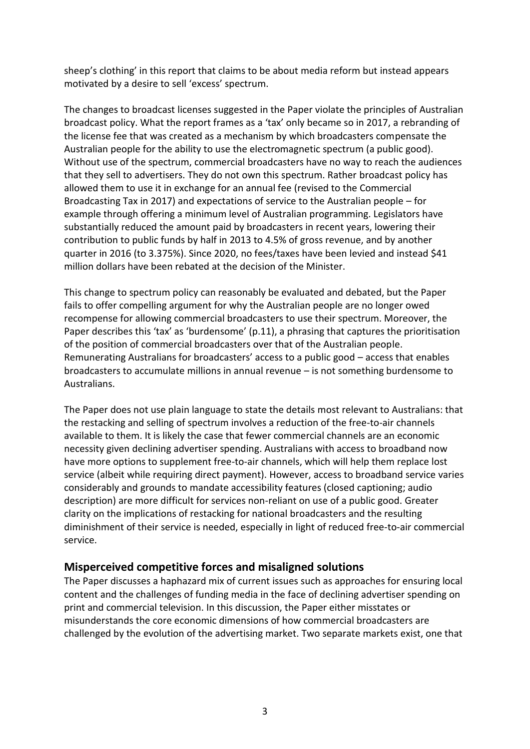sheep's clothing' in this report that claims to be about media reform but instead appears motivated by a desire to sell 'excess' spectrum.

The changes to broadcast licenses suggested in the Paper violate the principles of Australian broadcast policy. What the report frames as a 'tax' only became so in 2017, a rebranding of the license fee that was created as a mechanism by which broadcasters compensate the Australian people for the ability to use the electromagnetic spectrum (a public good). Without use of the spectrum, commercial broadcasters have no way to reach the audiences that they sell to advertisers. They do not own this spectrum. Rather broadcast policy has allowed them to use it in exchange for an annual fee (revised to the Commercial Broadcasting Tax in 2017) and expectations of service to the Australian people – for example through offering a minimum level of Australian programming. Legislators have substantially reduced the amount paid by broadcasters in recent years, lowering their contribution to public funds by half in 2013 to 4.5% of gross revenue, and by another quarter in 2016 (to 3.375%). Since 2020, no fees/taxes have been levied and instead $41 million dollars have been rebated at the decision of the Minister.

This change to spectrum policy can reasonably be evaluated and debated, but the Paper fails to offer compelling argument for why the Australian people are no longer owed recompense for allowing commercial broadcasters to use their spectrum. Moreover, the Paper describes this 'tax' as 'burdensome' (p.11), a phrasing that captures the prioritisation of the position of commercial broadcasters over that of the Australian people. Remunerating Australians for broadcasters' access to a public good – access that enables broadcasters to accumulate millions in annual revenue – is not something burdensome to Australians.

The Paper does not use plain language to state the details most relevant to Australians: that the restacking and selling of spectrum involves a reduction of the free-to-air channels available to them. It is likely the case that fewer commercial channels are an economic necessity given declining advertiser spending. Australians with access to broadband now have more options to supplement free-to-air channels, which will help them replace lost service (albeit while requiring direct payment). However, access to broadband service varies considerably and grounds to mandate accessibility features (closed captioning; audio description) are more difficult for services non-reliant on use of a public good. Greater clarity on the implications of restacking for national broadcasters and the resulting diminishment of their service is needed, especially in light of reduced free-to-air commercial service.

## Misperceived competitive forces and misaligned solutions

The Paper discusses a haphazard mix of current issues such as approaches for ensuring local content and the challenges of funding media in the face of declining advertiser spending on print and commercial television. In this discussion, the Paper either misstates or misunderstands the core economic dimensions of how commercial broadcasters are challenged by the evolution of the advertising market. Two separate markets exist, one that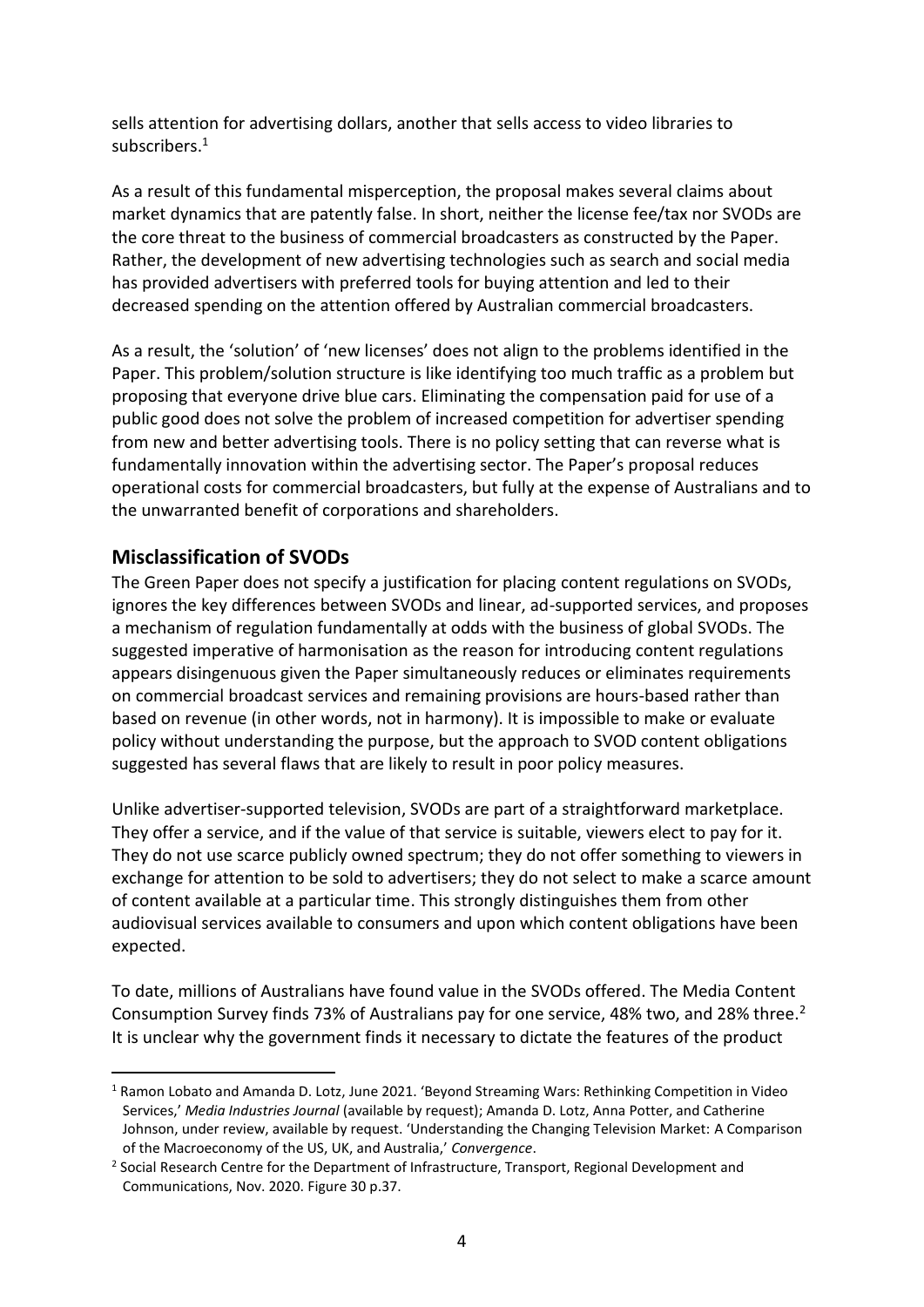sells attention for advertising dollars, another that sells access to video libraries to subscribers.[1]

As a result of this fundamental misperception, the proposal makes several claims about market dynamics that are patently false. In short, neither the license fee/tax nor SVODs are the core threat to the business of commercial broadcasters as constructed by the Paper. Rather, the development of new advertising technologies such as search and social media has provided advertisers with preferred tools for buying attention and led to their decreased spending on the attention offered by Australian commercial broadcasters.

As a result, the 'solution' of 'new licenses' does not align to the problems identified in the Paper. This problem/solution structure is like identifying too much traffic as a problem but proposing that everyone drive blue cars. Eliminating the compensation paid for use of a public good does not solve the problem of increased competition for advertiser spending from new and better advertising tools. There is no policy setting that can reverse what is fundamentally innovation within the advertising sector. The Paper's proposal reduces operational costs for commercial broadcasters, but fully at the expense of Australians and to the unwarranted benefit of corporations and shareholders.

## Misclassification of SVODs

The Green Paper does not specify a justification for placing content regulations on SVODs, ignores the key differences between SVODs and linear, ad-supported services, and proposes a mechanism of regulation fundamentally at odds with the business of global SVODs. The suggested imperative of harmonisation as the reason for introducing content regulations appears disingenuous given the Paper simultaneously reduces or eliminates requirements on commercial broadcast services and remaining provisions are hours-based rather than based on revenue (in other words, not in harmony). It is impossible to make or evaluate policy without understanding the purpose, but the approach to SVOD content obligations suggested has several flaws that are likely to result in poor policy measures.

Unlike advertiser-supported television, SVODs are part of a straightforward marketplace. They offer a service, and if the value of that service is suitable, viewers elect to pay for it. They do not use scarce publicly owned spectrum; they do not offer something to viewers in exchange for attention to be sold to advertisers; they do not select to make a scarce amount of content available at a particular time. This strongly distinguishes them from other audiovisual services available to consumers and upon which content obligations have been expected.

To date, millions of Australians have found value in the SVODs offered. The Media Content Consumption Survey finds 73% of Australians pay for one service, 48% two, and 28% three.[2] It is unclear why the government finds it necessary to dictate the features of the product

---

[1] Ramon Lobato and Amanda D. Lotz, June 2021. 'Beyond Streaming Wars: Rethinking Competition in Video Services,' *Media Industries Journal* (available by request); Amanda D. Lotz, Anna Potter, and Catherine Johnson, under review, available by request. 'Understanding the Changing Television Market: A Comparison of the Macroeconomy of the US, UK, and Australia,' *Convergence*.

[2] Social Research Centre for the Department of Infrastructure, Transport, Regional Development and Communications, Nov. 2020. Figure 30 p.37.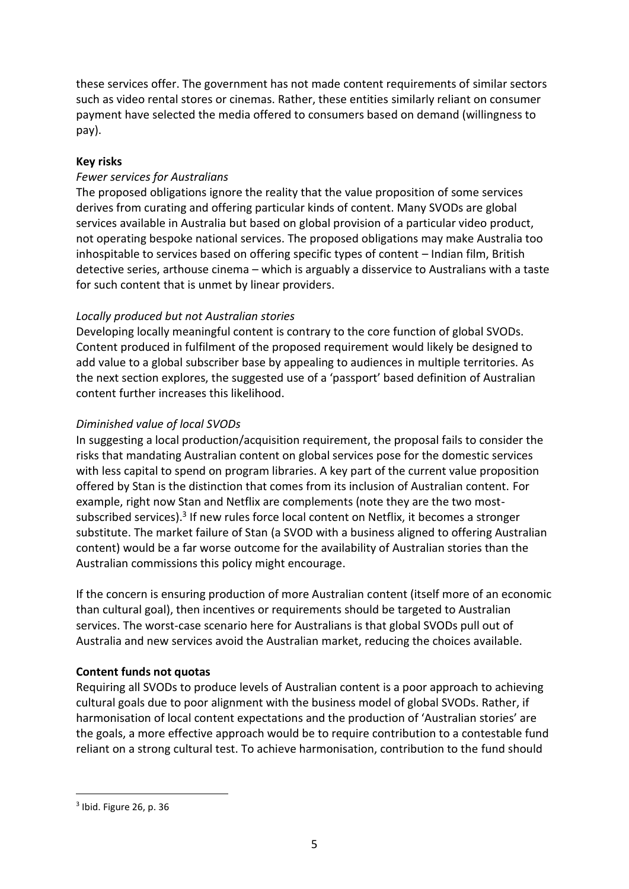these services offer. The government has not made content requirements of similar sectors such as video rental stores or cinemas. Rather, these entities similarly reliant on consumer payment have selected the media offered to consumers based on demand (willingness to pay).

**Key risks**

*Fewer services for Australians*

The proposed obligations ignore the reality that the value proposition of some services derives from curating and offering particular kinds of content. Many SVODs are global services available in Australia but based on global provision of a particular video product, not operating bespoke national services. The proposed obligations may make Australia too inhospitable to services based on offering specific types of content – Indian film, British detective series, arthouse cinema – which is arguably a disservice to Australians with a taste for such content that is unmet by linear providers.

*Locally produced but not Australian stories*

Developing locally meaningful content is contrary to the core function of global SVODs. Content produced in fulfilment of the proposed requirement would likely be designed to add value to a global subscriber base by appealing to audiences in multiple territories. As the next section explores, the suggested use of a 'passport' based definition of Australian content further increases this likelihood.

*Diminished value of local SVODs*

In suggesting a local production/acquisition requirement, the proposal fails to consider the risks that mandating Australian content on global services pose for the domestic services with less capital to spend on program libraries. A key part of the current value proposition offered by Stan is the distinction that comes from its inclusion of Australian content. For example, right now Stan and Netflix are complements (note they are the two most-subscribed services).[3] If new rules force local content on Netflix, it becomes a stronger substitute. The market failure of Stan (a SVOD with a business aligned to offering Australian content) would be a far worse outcome for the availability of Australian stories than the Australian commissions this policy might encourage.

If the concern is ensuring production of more Australian content (itself more of an economic than cultural goal), then incentives or requirements should be targeted to Australian services. The worst-case scenario here for Australians is that global SVODs pull out of Australia and new services avoid the Australian market, reducing the choices available.

**Content funds not quotas**

Requiring all SVODs to produce levels of Australian content is a poor approach to achieving cultural goals due to poor alignment with the business model of global SVODs. Rather, if harmonisation of local content expectations and the production of 'Australian stories' are the goals, a more effective approach would be to require contribution to a contestable fund reliant on a strong cultural test. To achieve harmonisation, contribution to the fund should

---

[3] Ibid. Figure 26, p. 36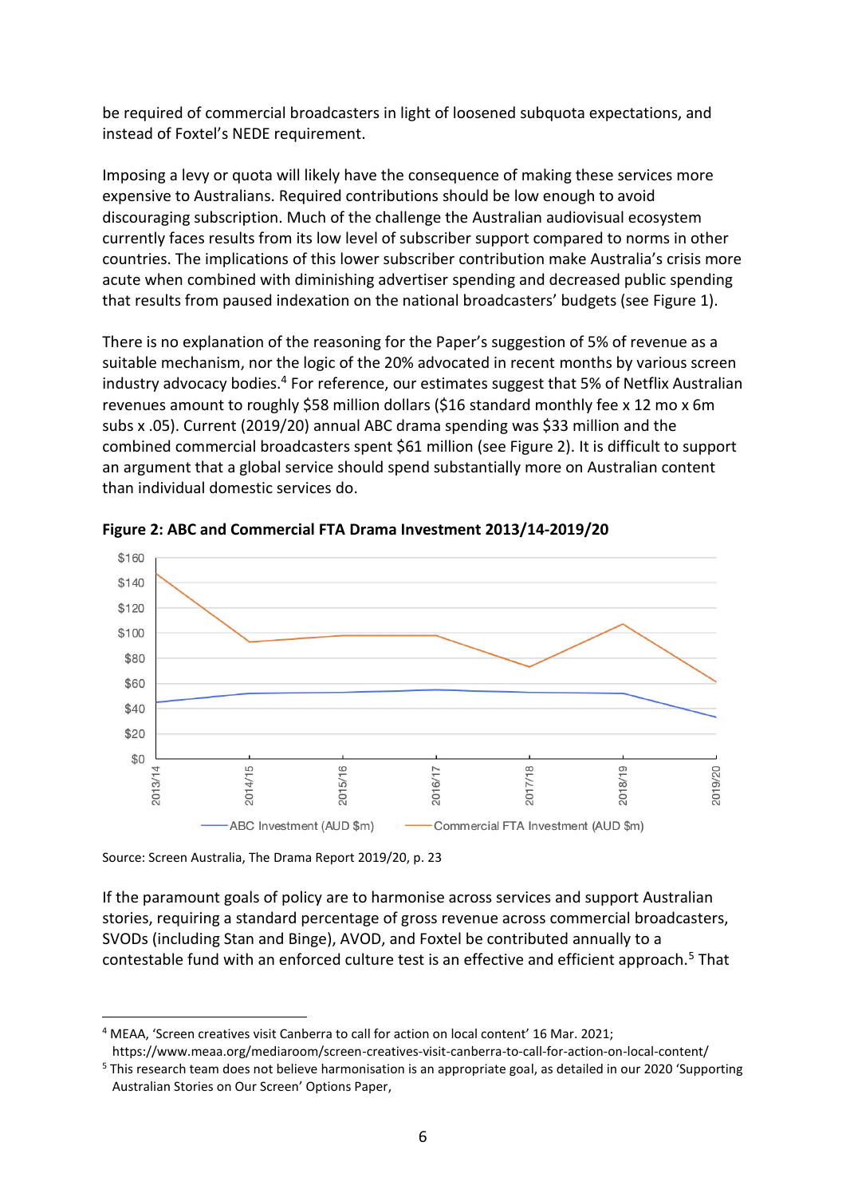be required of commercial broadcasters in light of loosened subquota expectations, and instead of Foxtel's NEDE requirement.

Imposing a levy or quota will likely have the consequence of making these services more expensive to Australians. Required contributions should be low enough to avoid discouraging subscription. Much of the challenge the Australian audiovisual ecosystem currently faces results from its low level of subscriber support compared to norms in other countries. The implications of this lower subscriber contribution make Australia's crisis more acute when combined with diminishing advertiser spending and decreased public spending that results from paused indexation on the national broadcasters' budgets (see Figure 1).

There is no explanation of the reasoning for the Paper's suggestion of 5% of revenue as a suitable mechanism, nor the logic of the 20% advocated in recent months by various screen industry advocacy bodies.[4] For reference, our estimates suggest that 5% of Netflix Australian revenues amount to roughly $58 million dollars ($16 standard monthly fee x 12 mo x 6m subs x .05). Current (2019/20) annual ABC drama spending was $33 million and the combined commercial broadcasters spent $61 million (see Figure 2). It is difficult to support an argument that a global service should spend substantially more on Australian content than individual domestic services do.

**Figure 2: ABC and Commercial FTA Drama Investment 2013/14-2019/20**

Source: Screen Australia, The Drama Report 2019/20, p. 23

If the paramount goals of policy are to harmonise across services and support Australian stories, requiring a standard percentage of gross revenue across commercial broadcasters, SVODs (including Stan and Binge), AVOD, and Foxtel be contributed annually to a contestable fund with an enforced culture test is an effective and efficient approach.[5] That

---

[4] MEAA, 'Screen creatives visit Canberra to call for action on local content' 16 Mar. 2021; https://www.meaa.org/mediaroom/screen-creatives-visit-canberra-to-call-for-action-on-local-content/

[5] This research team does not believe harmonisation is an appropriate goal, as detailed in our 2020 'Supporting Australian Stories on Our Screen' Options Paper,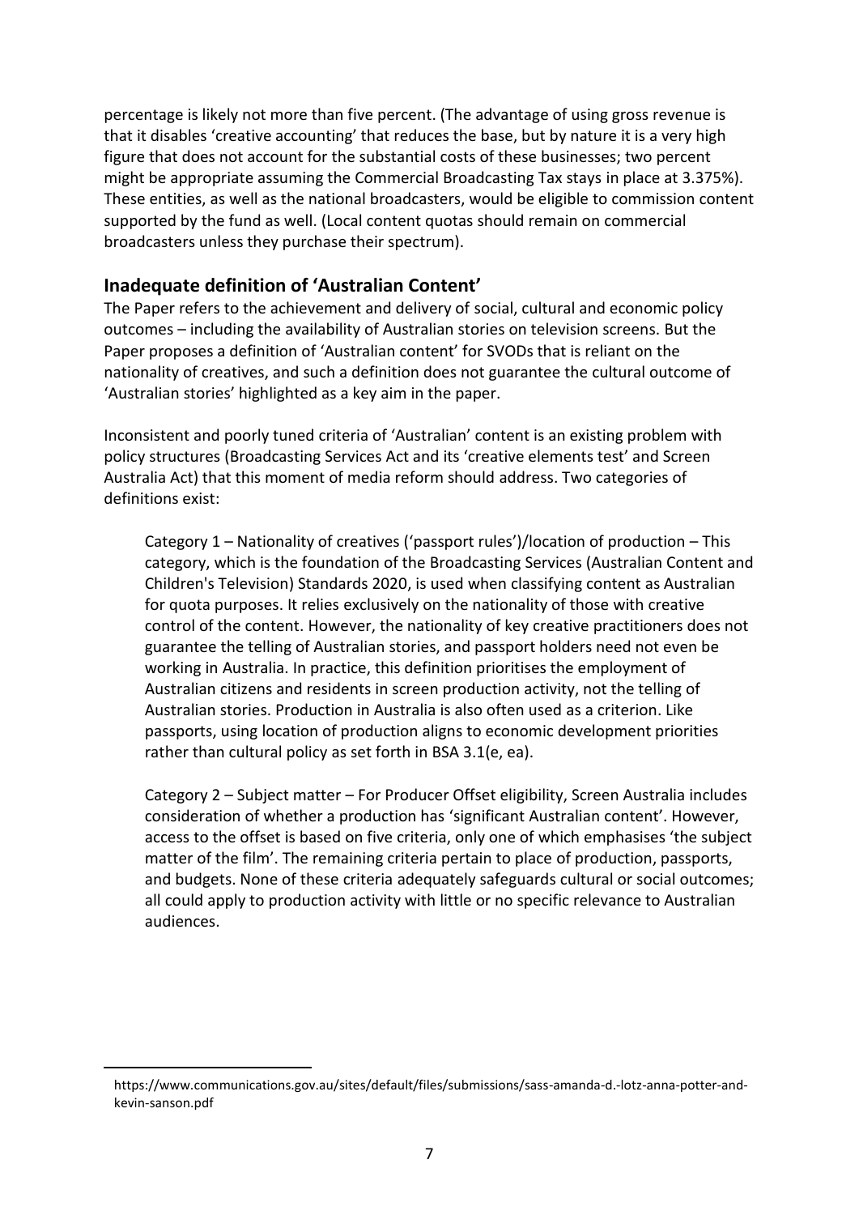percentage is likely not more than five percent. (The advantage of using gross revenue is that it disables 'creative accounting' that reduces the base, but by nature it is a very high figure that does not account for the substantial costs of these businesses; two percent might be appropriate assuming the Commercial Broadcasting Tax stays in place at 3.375%). These entities, as well as the national broadcasters, would be eligible to commission content supported by the fund as well. (Local content quotas should remain on commercial broadcasters unless they purchase their spectrum).

## Inadequate definition of 'Australian Content'

The Paper refers to the achievement and delivery of social, cultural and economic policy outcomes – including the availability of Australian stories on television screens. But the Paper proposes a definition of 'Australian content' for SVODs that is reliant on the nationality of creatives, and such a definition does not guarantee the cultural outcome of 'Australian stories' highlighted as a key aim in the paper.

Inconsistent and poorly tuned criteria of 'Australian' content is an existing problem with policy structures (Broadcasting Services Act and its 'creative elements test' and Screen Australia Act) that this moment of media reform should address. Two categories of definitions exist:

> Category 1 – Nationality of creatives ('passport rules')/location of production – This category, which is the foundation of the Broadcasting Services (Australian Content and Children's Television) Standards 2020, is used when classifying content as Australian for quota purposes. It relies exclusively on the nationality of those with creative control of the content. However, the nationality of key creative practitioners does not guarantee the telling of Australian stories, and passport holders need not even be working in Australia. In practice, this definition prioritises the employment of Australian citizens and residents in screen production activity, not the telling of Australian stories. Production in Australia is also often used as a criterion. Like passports, using location of production aligns to economic development priorities rather than cultural policy as set forth in BSA 3.1(e, ea).
>
> Category 2 – Subject matter – For Producer Offset eligibility, Screen Australia includes consideration of whether a production has 'significant Australian content'. However, access to the offset is based on five criteria, only one of which emphasises 'the subject matter of the film'. The remaining criteria pertain to place of production, passports, and budgets. None of these criteria adequately safeguards cultural or social outcomes; all could apply to production activity with little or no specific relevance to Australian audiences.

---

https://www.communications.gov.au/sites/default/files/submissions/sass-amanda-d.-lotz-anna-potter-and-kevin-sanson.pdf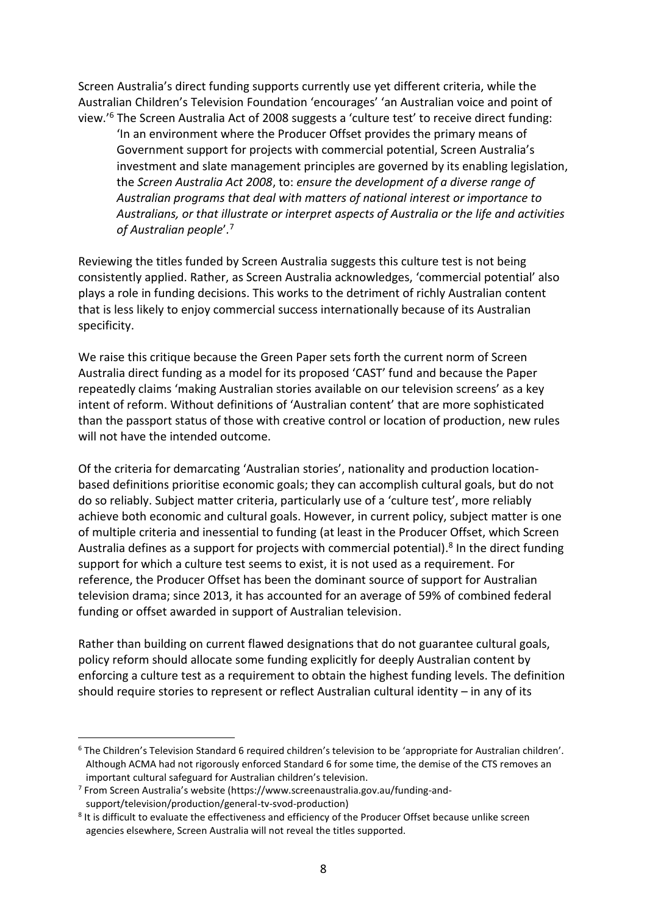Screen Australia's direct funding supports currently use yet different criteria, while the Australian Children's Television Foundation 'encourages' 'an Australian voice and point of view.'[6] The Screen Australia Act of 2008 suggests a 'culture test' to receive direct funding:

> 'In an environment where the Producer Offset provides the primary means of Government support for projects with commercial potential, Screen Australia's investment and slate management principles are governed by its enabling legislation, the *Screen Australia Act 2008*, to: *ensure the development of a diverse range of Australian programs that deal with matters of national interest or importance to Australians, or that illustrate or interpret aspects of Australia or the life and activities of Australian people*'.[7]

Reviewing the titles funded by Screen Australia suggests this culture test is not being consistently applied. Rather, as Screen Australia acknowledges, 'commercial potential' also plays a role in funding decisions. This works to the detriment of richly Australian content that is less likely to enjoy commercial success internationally because of its Australian specificity.

We raise this critique because the Green Paper sets forth the current norm of Screen Australia direct funding as a model for its proposed 'CAST' fund and because the Paper repeatedly claims 'making Australian stories available on our television screens' as a key intent of reform. Without definitions of 'Australian content' that are more sophisticated than the passport status of those with creative control or location of production, new rules will not have the intended outcome.

Of the criteria for demarcating 'Australian stories', nationality and production location-based definitions prioritise economic goals; they can accomplish cultural goals, but do not do so reliably. Subject matter criteria, particularly use of a 'culture test', more reliably achieve both economic and cultural goals. However, in current policy, subject matter is one of multiple criteria and inessential to funding (at least in the Producer Offset, which Screen Australia defines as a support for projects with commercial potential).[8] In the direct funding support for which a culture test seems to exist, it is not used as a requirement. For reference, the Producer Offset has been the dominant source of support for Australian television drama; since 2013, it has accounted for an average of 59% of combined federal funding or offset awarded in support of Australian television.

Rather than building on current flawed designations that do not guarantee cultural goals, policy reform should allocate some funding explicitly for deeply Australian content by enforcing a culture test as a requirement to obtain the highest funding levels. The definition should require stories to represent or reflect Australian cultural identity – in any of its

---

[6] The Children's Television Standard 6 required children's television to be 'appropriate for Australian children'. Although ACMA had not rigorously enforced Standard 6 for some time, the demise of the CTS removes an important cultural safeguard for Australian children's television.

[7] From Screen Australia's website (https://www.screenaustralia.gov.au/funding-and-support/television/production/general-tv-svod-production)

[8] It is difficult to evaluate the effectiveness and efficiency of the Producer Offset because unlike screen agencies elsewhere, Screen Australia will not reveal the titles supported.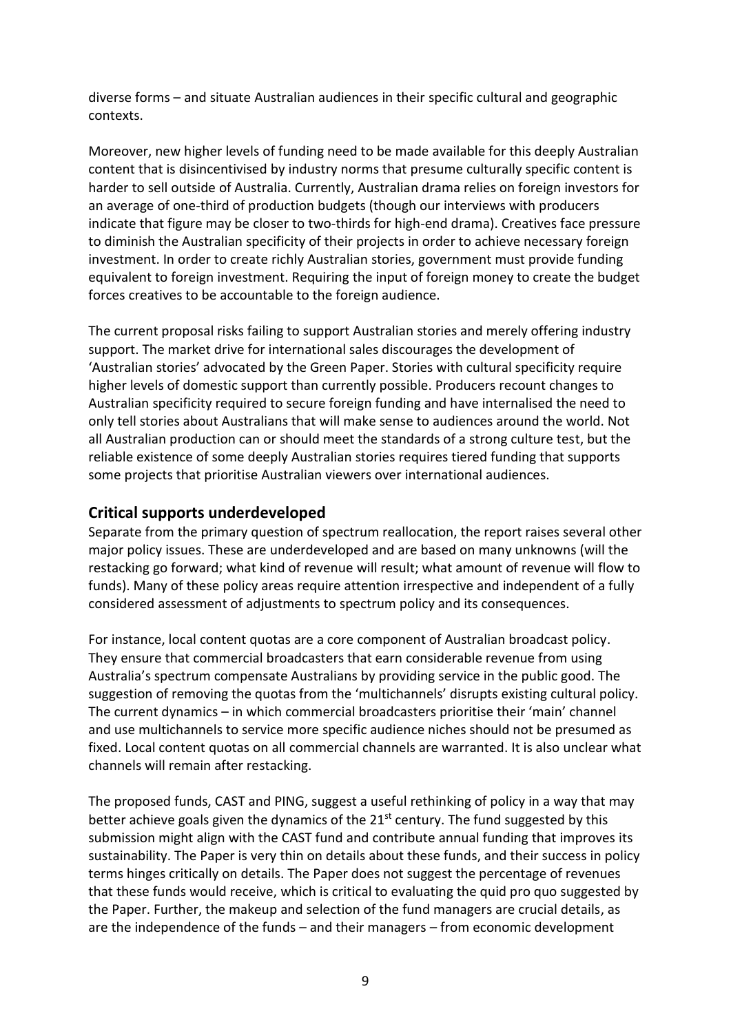diverse forms – and situate Australian audiences in their specific cultural and geographic contexts.

Moreover, new higher levels of funding need to be made available for this deeply Australian content that is disincentivised by industry norms that presume culturally specific content is harder to sell outside of Australia. Currently, Australian drama relies on foreign investors for an average of one-third of production budgets (though our interviews with producers indicate that figure may be closer to two-thirds for high-end drama). Creatives face pressure to diminish the Australian specificity of their projects in order to achieve necessary foreign investment. In order to create richly Australian stories, government must provide funding equivalent to foreign investment. Requiring the input of foreign money to create the budget forces creatives to be accountable to the foreign audience.

The current proposal risks failing to support Australian stories and merely offering industry support. The market drive for international sales discourages the development of 'Australian stories' advocated by the Green Paper. Stories with cultural specificity require higher levels of domestic support than currently possible. Producers recount changes to Australian specificity required to secure foreign funding and have internalised the need to only tell stories about Australians that will make sense to audiences around the world. Not all Australian production can or should meet the standards of a strong culture test, but the reliable existence of some deeply Australian stories requires tiered funding that supports some projects that prioritise Australian viewers over international audiences.

## Critical supports underdeveloped

Separate from the primary question of spectrum reallocation, the report raises several other major policy issues. These are underdeveloped and are based on many unknowns (will the restacking go forward; what kind of revenue will result; what amount of revenue will flow to funds). Many of these policy areas require attention irrespective and independent of a fully considered assessment of adjustments to spectrum policy and its consequences.

For instance, local content quotas are a core component of Australian broadcast policy. They ensure that commercial broadcasters that earn considerable revenue from using Australia's spectrum compensate Australians by providing service in the public good. The suggestion of removing the quotas from the 'multichannels' disrupts existing cultural policy. The current dynamics – in which commercial broadcasters prioritise their 'main' channel and use multichannels to service more specific audience niches should not be presumed as fixed. Local content quotas on all commercial channels are warranted. It is also unclear what channels will remain after restacking.

The proposed funds, CAST and PING, suggest a useful rethinking of policy in a way that may better achieve goals given the dynamics of the 21st century. The fund suggested by this submission might align with the CAST fund and contribute annual funding that improves its sustainability. The Paper is very thin on details about these funds, and their success in policy terms hinges critically on details. The Paper does not suggest the percentage of revenues that these funds would receive, which is critical to evaluating the quid pro quo suggested by the Paper. Further, the makeup and selection of the fund managers are crucial details, as are the independence of the funds – and their managers – from economic development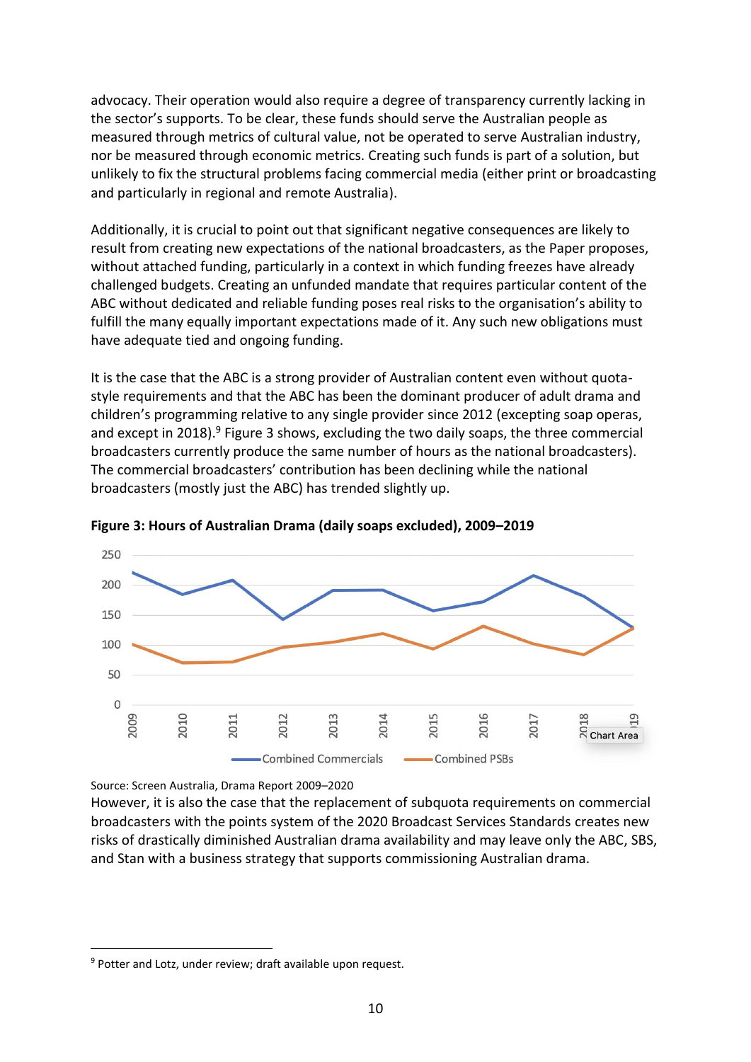advocacy. Their operation would also require a degree of transparency currently lacking in the sector's supports. To be clear, these funds should serve the Australian people as measured through metrics of cultural value, not be operated to serve Australian industry, nor be measured through economic metrics. Creating such funds is part of a solution, but unlikely to fix the structural problems facing commercial media (either print or broadcasting and particularly in regional and remote Australia).

Additionally, it is crucial to point out that significant negative consequences are likely to result from creating new expectations of the national broadcasters, as the Paper proposes, without attached funding, particularly in a context in which funding freezes have already challenged budgets. Creating an unfunded mandate that requires particular content of the ABC without dedicated and reliable funding poses real risks to the organisation's ability to fulfill the many equally important expectations made of it. Any such new obligations must have adequate tied and ongoing funding.

It is the case that the ABC is a strong provider of Australian content even without quota-style requirements and that the ABC has been the dominant producer of adult drama and children's programming relative to any single provider since 2012 (excepting soap operas, and except in 2018).[9] Figure 3 shows, excluding the two daily soaps, the three commercial broadcasters currently produce the same number of hours as the national broadcasters). The commercial broadcasters' contribution has been declining while the national broadcasters (mostly just the ABC) has trended slightly up.

**Figure 3: Hours of Australian Drama (daily soaps excluded), 2009–2019**

Source: Screen Australia, Drama Report 2009–2020

However, it is also the case that the replacement of subquota requirements on commercial broadcasters with the points system of the 2020 Broadcast Services Standards creates new risks of drastically diminished Australian drama availability and may leave only the ABC, SBS, and Stan with a business strategy that supports commissioning Australian drama.

---

[9] Potter and Lotz, under review; draft available upon request.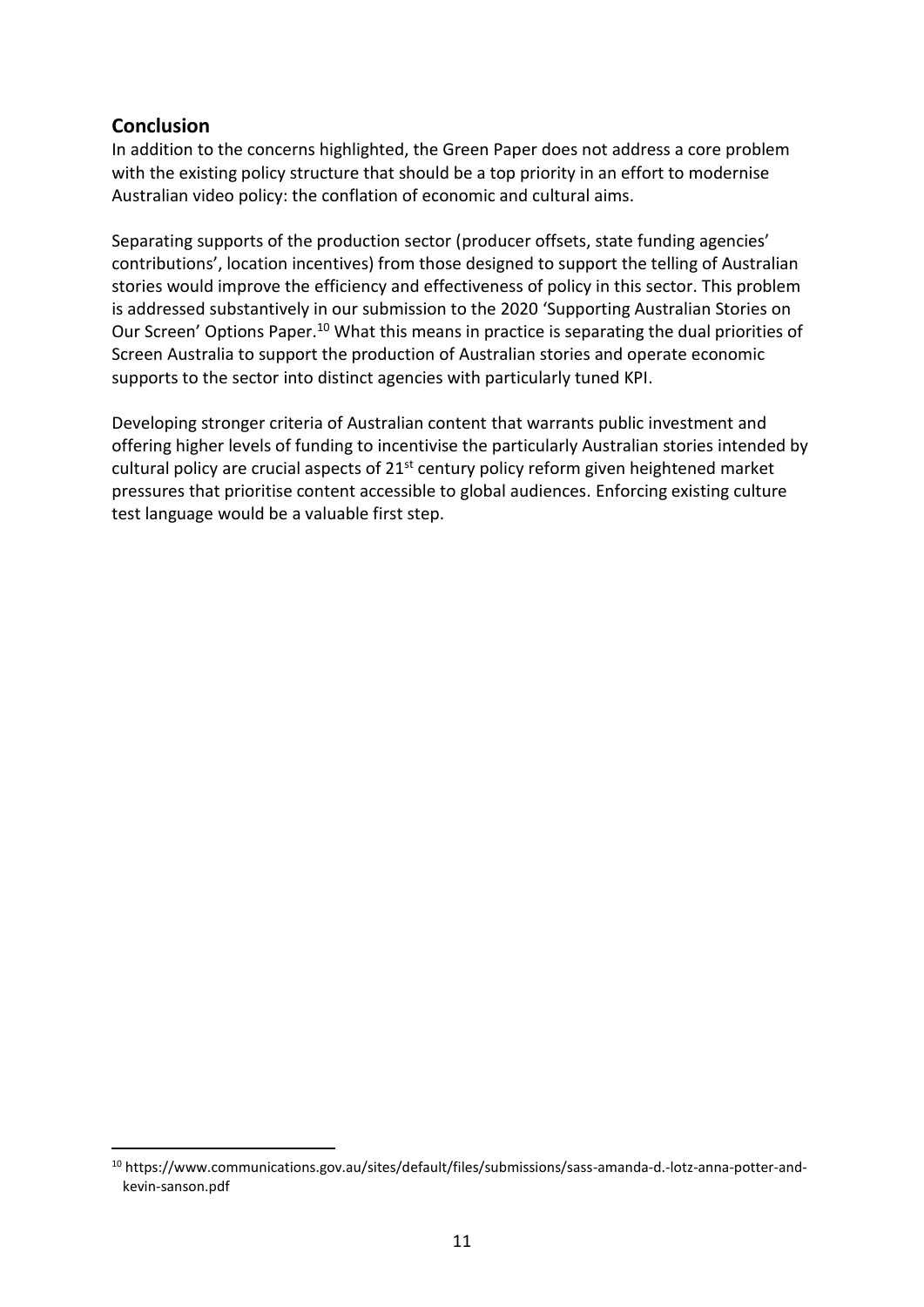## Conclusion

In addition to the concerns highlighted, the Green Paper does not address a core problem with the existing policy structure that should be a top priority in an effort to modernise Australian video policy: the conflation of economic and cultural aims.

Separating supports of the production sector (producer offsets, state funding agencies' contributions', location incentives) from those designed to support the telling of Australian stories would improve the efficiency and effectiveness of policy in this sector. This problem is addressed substantively in our submission to the 2020 'Supporting Australian Stories on Our Screen' Options Paper.[10] What this means in practice is separating the dual priorities of Screen Australia to support the production of Australian stories and operate economic supports to the sector into distinct agencies with particularly tuned KPI.

Developing stronger criteria of Australian content that warrants public investment and offering higher levels of funding to incentivise the particularly Australian stories intended by cultural policy are crucial aspects of 21st century policy reform given heightened market pressures that prioritise content accessible to global audiences. Enforcing existing culture test language would be a valuable first step.

---

[10] https://www.communications.gov.au/sites/default/files/submissions/sass-amanda-d.-lotz-anna-potter-and-kevin-sanson.pdf